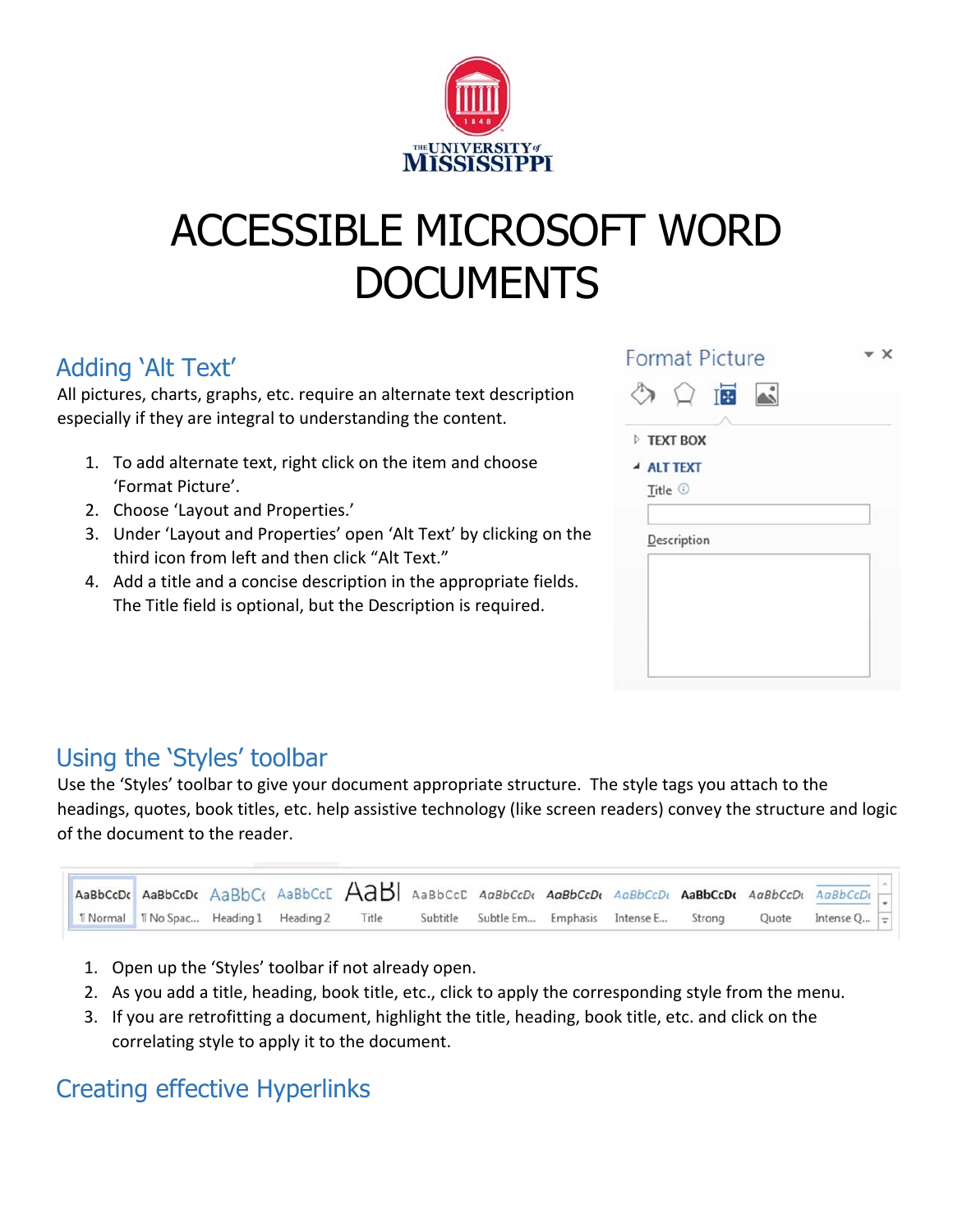# ACCESSIBLE MICROSOFT WORD DOCUMENTS

## Adding 'Alt Text'

All pictures, charts, graphs, etc. require an alternate text description especially if they are integral to understanding the content.

1. To add alternate text, right click on the item and choose 'Format Picture'.
2. Choose 'Layout and Properties.'
3. Under 'Layout and Properties' open 'Alt Text' by clicking on the third icon from left and then click "Alt Text."
4. Add a title and a concise description in the appropriate fields. The Title field is optional, but the Description is required.

## Using the 'Styles' toolbar

Use the 'Styles' toolbar to give your document appropriate structure. The style tags you attach to the headings, quotes, book titles, etc. help assistive technology (like screen readers) convey the structure and logic of the document to the reader.

1. Open up the 'Styles' toolbar if not already open.
2. As you add a title, heading, book title, etc., click to apply the corresponding style from the menu.
3. If you are retrofitting a document, highlight the title, heading, book title, etc. and click on the correlating style to apply it to the document.

## Creating effective Hyperlinks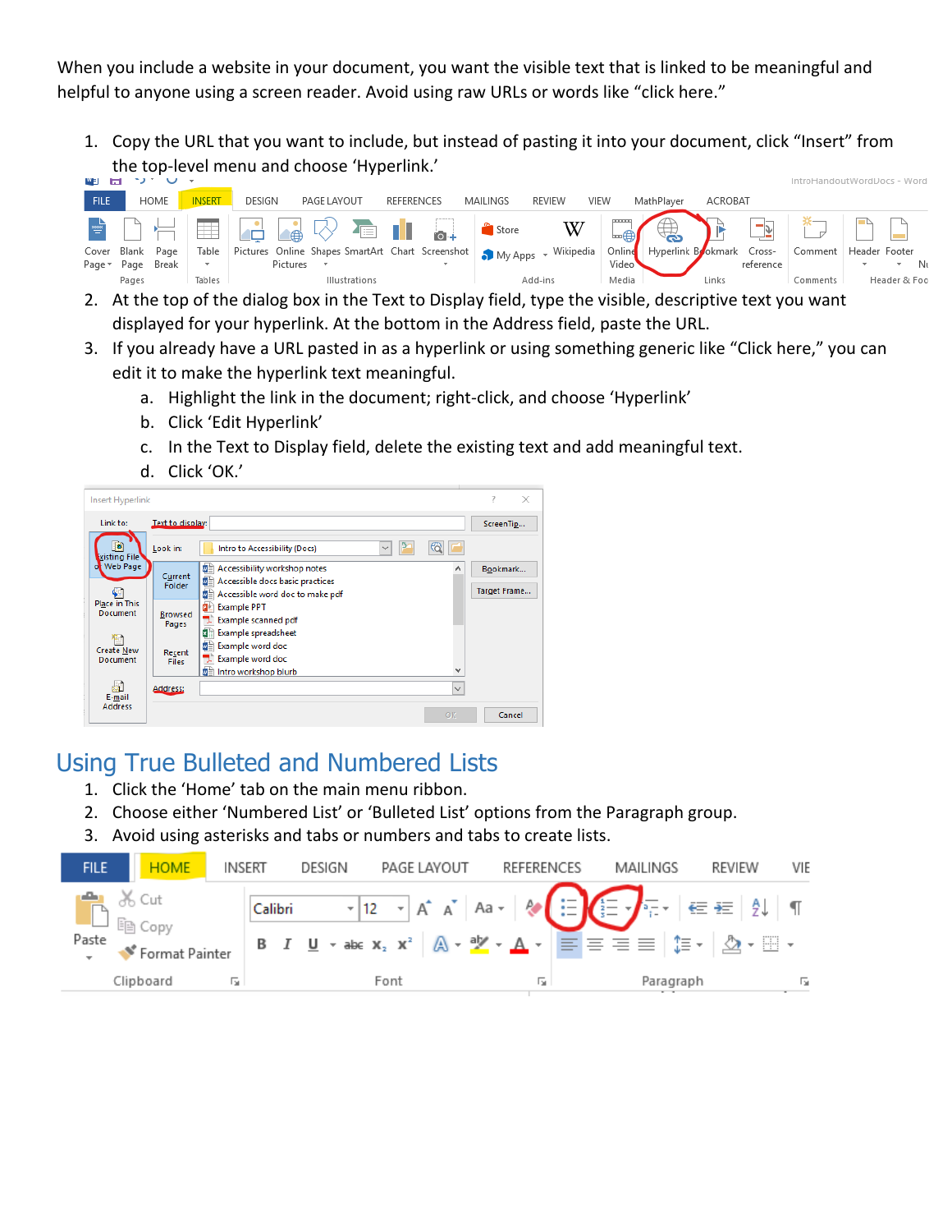When you include a website in your document, you want the visible text that is linked to be meaningful and helpful to anyone using a screen reader. Avoid using raw URLs or words like "click here."

1. Copy the URL that you want to include, but instead of pasting it into your document, click "Insert" from the top-level menu and choose 'Hyperlink.'
2. At the top of the dialog box in the Text to Display field, type the visible, descriptive text you want displayed for your hyperlink. At the bottom in the Address field, paste the URL.
3. If you already have a URL pasted in as a hyperlink or using something generic like "Click here," you can edit it to make the hyperlink text meaningful.
    a. Highlight the link in the document; right-click, and choose 'Hyperlink'
    b. Click 'Edit Hyperlink'
    c. In the Text to Display field, delete the existing text and add meaningful text.
    d. Click 'OK.'

## Using True Bulleted and Numbered Lists

1. Click the 'Home' tab on the main menu ribbon.
2. Choose either 'Numbered List' or 'Bulleted List' options from the Paragraph group.
3. Avoid using asterisks and tabs or numbers and tabs to create lists.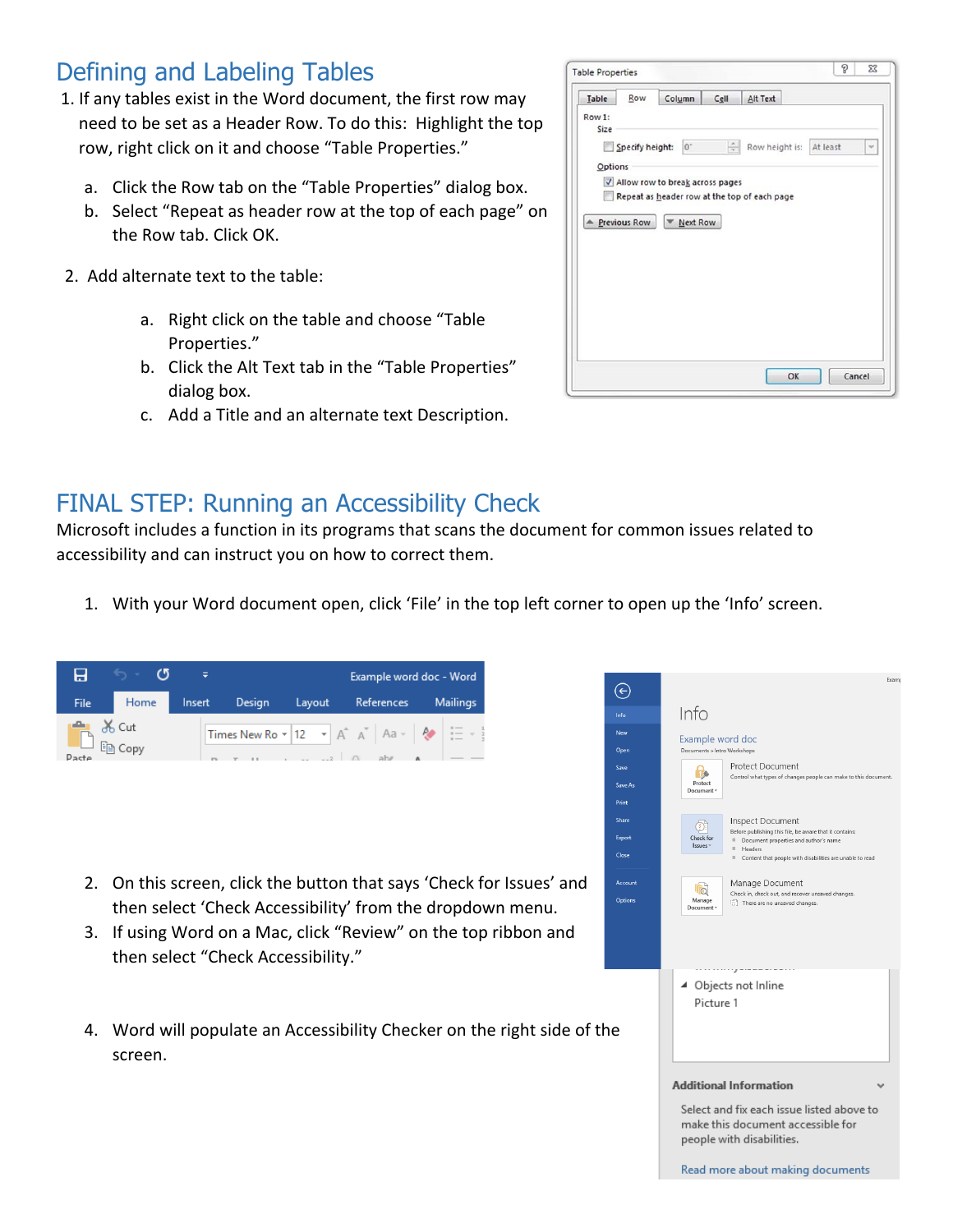## Defining and Labeling Tables

1. If any tables exist in the Word document, the first row may need to be set as a Header Row. To do this: Highlight the top row, right click on it and choose "Table Properties."
   a. Click the Row tab on the "Table Properties" dialog box.
   b. Select "Repeat as header row at the top of each page" on the Row tab. Click OK.
2. Add alternate text to the table:
   a. Right click on the table and choose "Table Properties."
   b. Click the Alt Text tab in the "Table Properties" dialog box.
   c. Add a Title and an alternate text Description.

## FINAL STEP: Running an Accessibility Check

Microsoft includes a function in its programs that scans the document for common issues related to accessibility and can instruct you on how to correct them.

1. With your Word document open, click 'File' in the top left corner to open up the 'Info' screen.
2. On this screen, click the button that says 'Check for Issues' and then select 'Check Accessibility' from the dropdown menu.
3. If using Word on a Mac, click "Review" on the top ribbon and then select "Check Accessibility."
4. Word will populate an Accessibility Checker on the right side of the screen.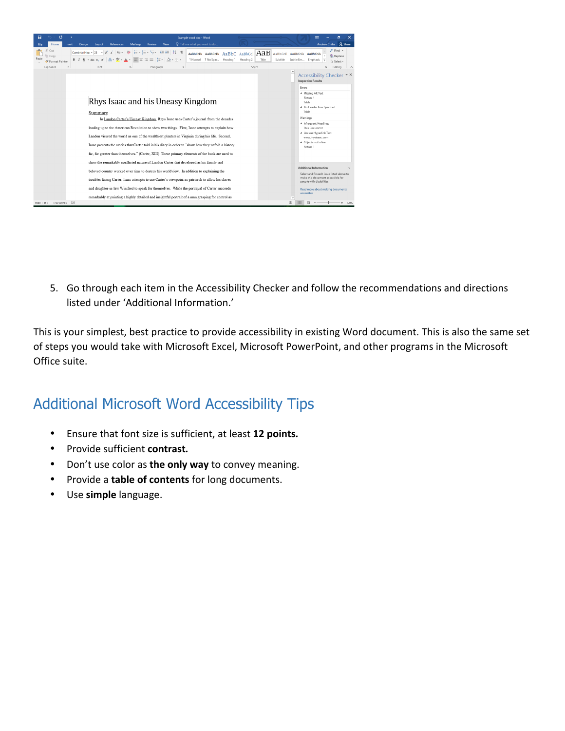5. Go through each item in the Accessibility Checker and follow the recommendations and directions listed under 'Additional Information.'

This is your simplest, best practice to provide accessibility in existing Word document. This is also the same set of steps you would take with Microsoft Excel, Microsoft PowerPoint, and other programs in the Microsoft Office suite.

## Additional Microsoft Word Accessibility Tips

- Ensure that font size is sufficient, at least **12 points.**
- Provide sufficient **contrast.**
- Don't use color as **the only way** to convey meaning.
- Provide a **table of contents** for long documents.
- Use **simple** language.